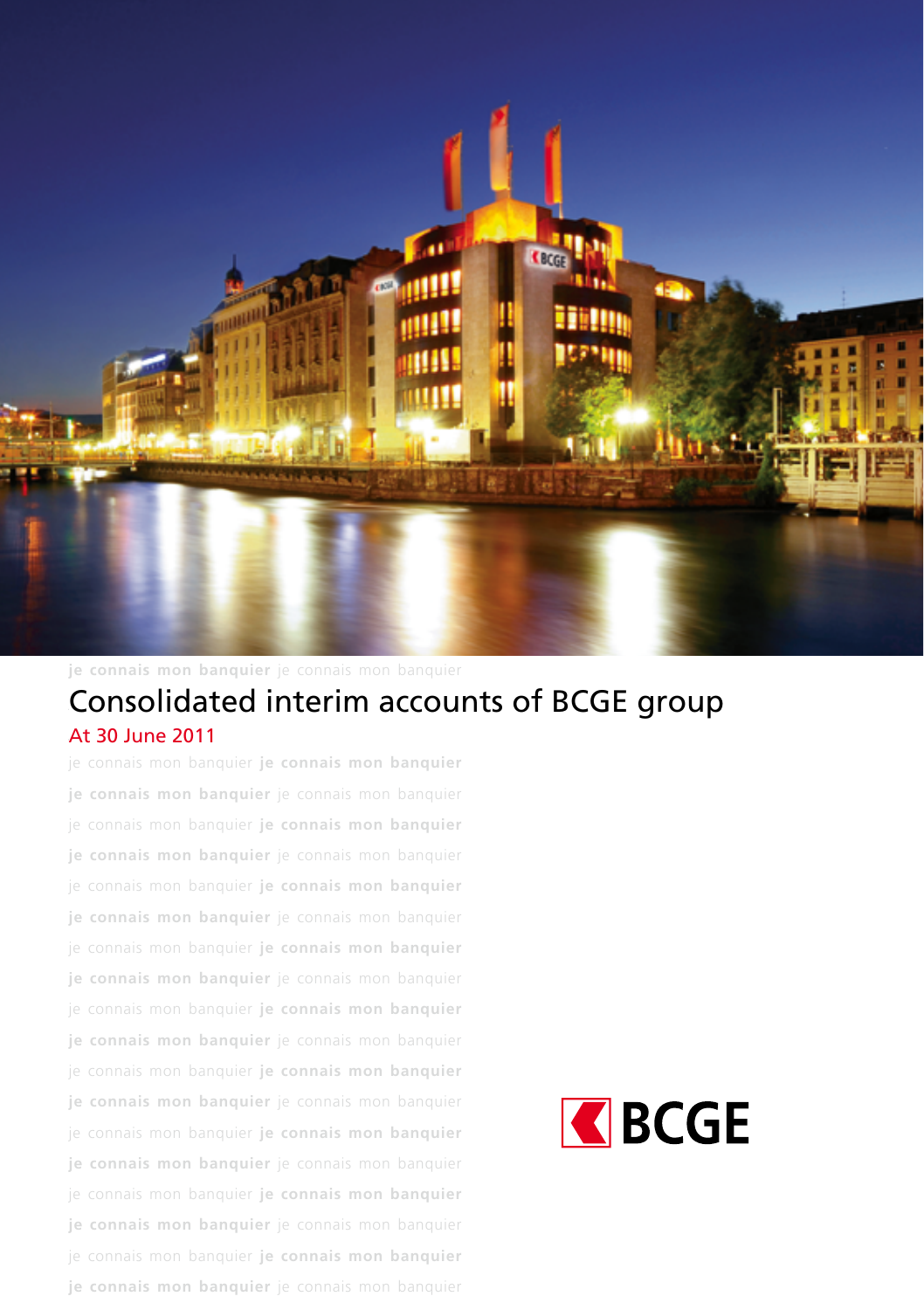# Consolidated interim accounts of BCGE group

## At 30 June 2011

je connais mon banquier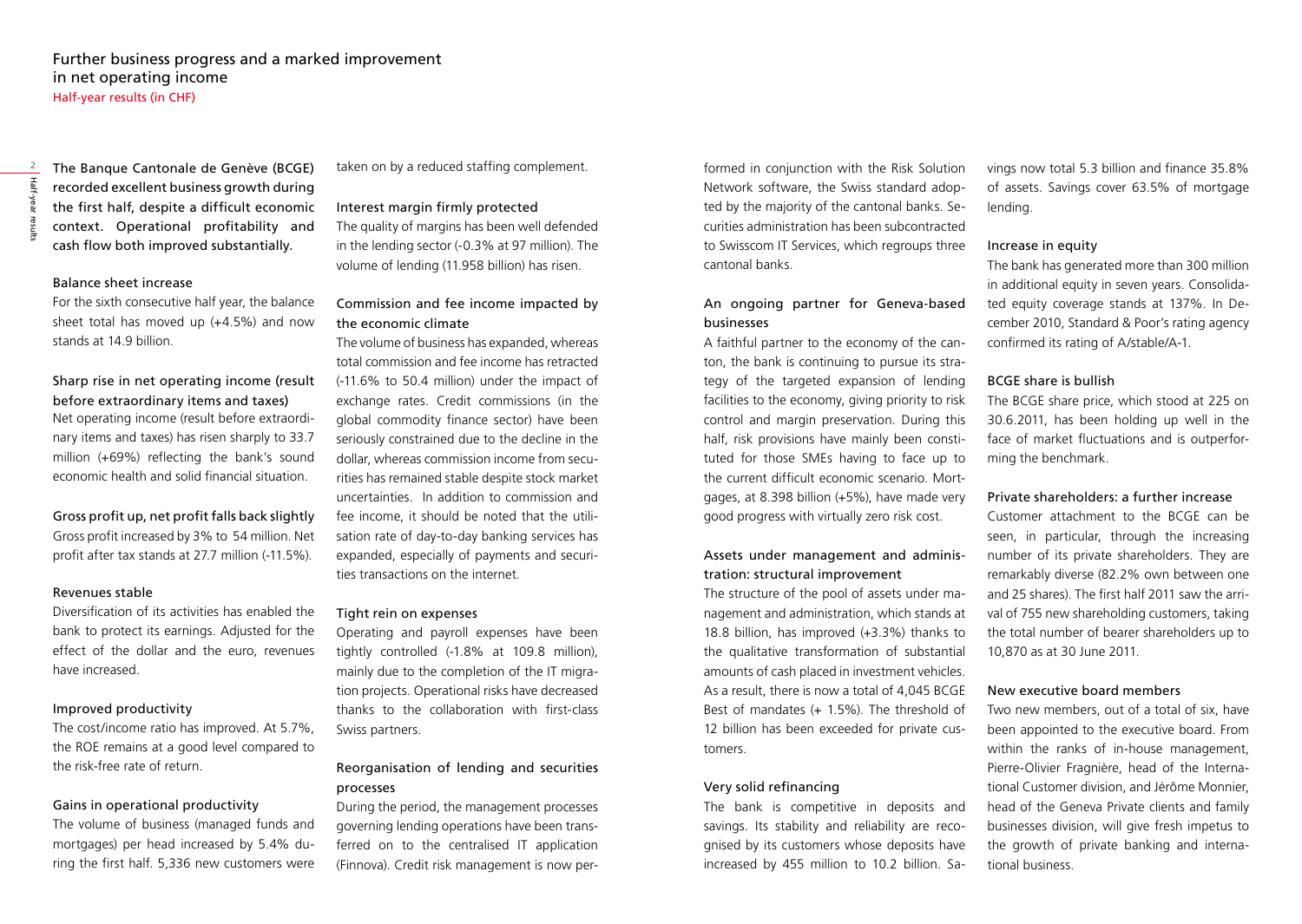# Further business progress and a marked improvement in net operating income

Half-year results (in CHF)

**The Banque Cantonale de Genève (BCGE) recorded excellent business growth during the first half, despite a difficult economic context. Operational profitability and cash flow both improved substantially.**

## Balance sheet increase

For the sixth consecutive half year, the balance sheet total has moved up (+4.5%) and now stands at 14.9 billion.

## Sharp rise in net operating income (result before extraordinary items and taxes)

Net operating income (result before extraordinary items and taxes) has risen sharply to 33.7 million (+69%) reflecting the bank's sound economic health and solid financial situation.

## Gross profit up, net profit falls back slightly

Gross profit increased by 3% to 54 million. Net profit after tax stands at 27.7 million (-11.5%).

## Revenues stable

Diversification of its activities has enabled the bank to protect its earnings. Adjusted for the effect of the dollar and the euro, revenues have increased.

## Improved productivity

The cost/income ratio has improved. At 5.7%, the ROE remains at a good level compared to the risk-free rate of return.

## Gains in operational productivity

The volume of business (managed funds and mortgages) per head increased by 5.4% during the first half. 5,336 new customers were taken on by a reduced staffing complement.

## Interest margin firmly protected

The quality of margins has been well defended in the lending sector (-0.3% at 97 million). The volume of lending (11.958 billion) has risen.

## Commission and fee income impacted by the economic climate

The volume of business has expanded, whereas total commission and fee income has retracted (-11.6% to 50.4 million) under the impact of exchange rates. Credit commissions (in the global commodity finance sector) have been seriously constrained due to the decline in the dollar, whereas commission income from securities has remained stable despite stock market uncertainties. In addition to commission and fee income, it should be noted that the utilisation rate of day-to-day banking services has expanded, especially of payments and securities transactions on the internet.

## Tight rein on expenses

Operating and payroll expenses have been tightly controlled (-1.8% at 109.8 million), mainly due to the completion of the IT migration projects. Operational risks have decreased thanks to the collaboration with first-class Swiss partners.

## Reorganisation of lending and securities processes

During the period, the management processes governing lending operations have been transferred on to the centralised IT application (Finnova). Credit risk management is now performed in conjunction with the Risk Solution Network software, the Swiss standard adopted by the majority of the cantonal banks. Securities administration has been subcontracted to Swisscom IT Services, which regroups three cantonal banks.

## An ongoing partner for Geneva-based businesses

A faithful partner to the economy of the canton, the bank is continuing to pursue its strategy of the targeted expansion of lending facilities to the economy, giving priority to risk control and margin preservation. During this half, risk provisions have mainly been constituted for those SMEs having to face up to the current difficult economic scenario. Mortgages, at 8.398 billion (+5%), have made very good progress with virtually zero risk cost.

## Assets under management and administration: structural improvement

The structure of the pool of assets under management and administration, which stands at 18.8 billion, has improved (+3.3%) thanks to the qualitative transformation of substantial amounts of cash placed in investment vehicles. As a result, there is now a total of 4,045 BCGE Best of mandates (+ 1.5%). The threshold of 12 billion has been exceeded for private customers.

## Very solid refinancing

The bank is competitive in deposits and savings. Its stability and reliability are recognised by its customers whose deposits have increased by 455 million to 10.2 billion. Savings now total 5.3 billion and finance 35.8% of assets. Savings cover 63.5% of mortgage lending.

## Increase in equity

The bank has generated more than 300 million in additional equity in seven years. Consolidated equity coverage stands at 137%. In December 2010, Standard & Poor's rating agency confirmed its rating of A/stable/A-1.

## BCGE share is bullish

The BCGE share price, which stood at 225 on 30.6.2011, has been holding up well in the face of market fluctuations and is outperforming the benchmark.

## Private shareholders: a further increase

Customer attachment to the BCGE can be seen, in particular, through the increasing number of its private shareholders. They are remarkably diverse (82.2% own between one and 25 shares). The first half 2011 saw the arrival of 755 new shareholding customers, taking the total number of bearer shareholders up to 10,870 as at 30 June 2011.

## New executive board members

Two new members, out of a total of six, have been appointed to the executive board. From within the ranks of in-house management, Pierre-Olivier Fragnière, head of the International Customer division, and Jérôme Monnier, head of the Geneva Private clients and family businesses division, will give fresh impetus to the growth of private banking and international business.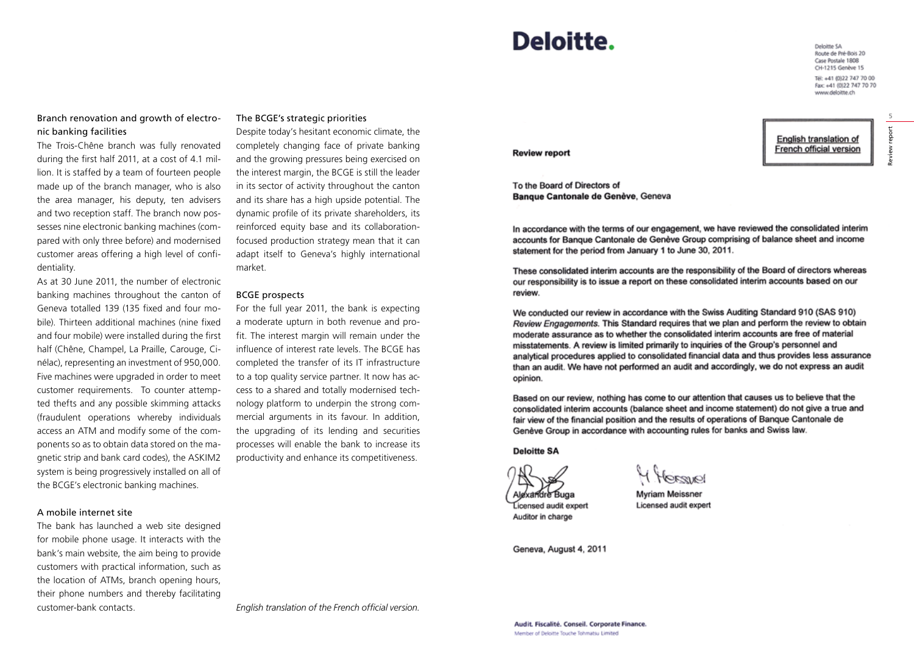## Branch renovation and growth of electronic banking facilities

The Trois-Chêne branch was fully renovated during the first half 2011, at a cost of 4.1 million. It is staffed by a team of fourteen people made up of the branch manager, who is also the area manager, his deputy, ten advisers and two reception staff. The branch now possesses nine electronic banking machines (compared with only three before) and modernised customer areas offering a high level of confidentiality.

As at 30 June 2011, the number of electronic banking machines throughout the canton of Geneva totalled 139 (135 fixed and four mobile). Thirteen additional machines (nine fixed and four mobile) were installed during the first half (Chêne, Champel, La Praille, Carouge, Cinélac), representing an investment of 950,000. Five machines were upgraded in order to meet customer requirements. To counter attempted thefts and any possible skimming attacks (fraudulent operations whereby individuals access an ATM and modify some of the components so as to obtain data stored on the magnetic strip and bank card codes), the ASKIM2 system is being progressively installed on all of the BCGE's electronic banking machines.

## A mobile internet site

The bank has launched a web site designed for mobile phone usage. It interacts with the bank's main website, the aim being to provide customers with practical information, such as the location of ATMs, branch opening hours, their phone numbers and thereby facilitating customer-bank contacts.

## The BCGE's strategic priorities

Despite today's hesitant economic climate, the completely changing face of private banking and the growing pressures being exercised on the interest margin, the BCGE is still the leader in its sector of activity throughout the canton and its share has a high upside potential. The dynamic profile of its private shareholders, its reinforced equity base and its collaboration-focused production strategy mean that it can adapt itself to Geneva's highly international market.

## BCGE prospects

For the full year 2011, the bank is expecting a moderate upturn in both revenue and profit. The interest margin will remain under the influence of interest rate levels. The BCGE has completed the transfer of its IT infrastructure to a top quality service partner. It now has access to a shared and totally modernised technology platform to underpin the strong commercial arguments in its favour. In addition, the upgrading of its lending and securities processes will enable the bank to increase its productivity and enhance its competitiveness.

*English translation of the French official version.*

**Deloitte.**

Deloitte SA
Route de Pré-Bois 20
Case Postale 1808
CH-1215 Genève 15

Tél: +41 (0)22 747 70 00
Fax: +41 (0)22 747 70 70
www.deloitte.ch

**English translation of French official version**

**Review report**

To the Board of Directors of
**Banque Cantonale de Genève**, Geneva

In accordance with the terms of our engagement, we have reviewed the consolidated interim accounts for Banque Cantonale de Genève Group comprising of balance sheet and income statement for the period from January 1 to June 30, 2011.

These consolidated interim accounts are the responsibility of the Board of directors whereas our responsibility is to issue a report on these consolidated interim accounts based on our review.

We conducted our review in accordance with the Swiss Auditing Standard 910 (SAS 910) *Review Engagements*. This Standard requires that we plan and perform the review to obtain moderate assurance as to whether the consolidated interim accounts are free of material misstatements. A review is limited primarily to inquiries of the Group's personnel and analytical procedures applied to consolidated financial data and thus provides less assurance than an audit. We have not performed an audit and accordingly, we do not express an audit opinion.

Based on our review, nothing has come to our attention that causes us to believe that the consolidated interim accounts (balance sheet and income statement) do not give a true and fair view of the financial position and the results of operations of Banque Cantonale de Genève Group in accordance with accounting rules for banks and Swiss law.

**Deloitte SA**

| | |
|---|---|
| Alexandre Buga | Myriam Meissner |
| Licensed audit expert | Licensed audit expert |
| Auditor in charge | |

Geneva, August 4, 2011

**Audit. Fiscalité. Conseil. Corporate Finance.**
Member of Deloitte Touche Tohmatsu Limited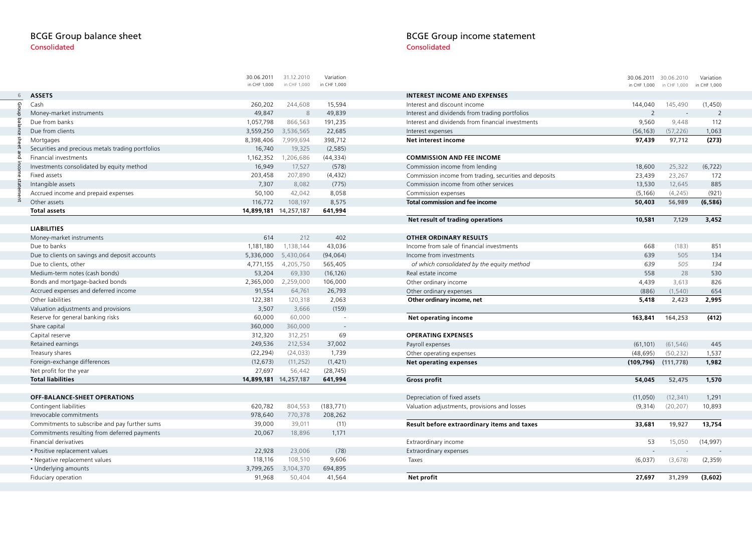## BCGE Group balance sheet

Consolidated

| | 30.06.2011 in CHF 1,000 | 31.12.2010 in CHF 1,000 | Variation in CHF 1,000 |
|---|---|---|---|
| **ASSETS** | | | |
| Cash | 260,202 | 244,608 | 15,594 |
| Money-market instruments | 49,847 | 8 | 49,839 |
| Due from banks | 1,057,798 | 866,563 | 191,235 |
| Due from clients | 3,559,250 | 3,536,565 | 22,685 |
| Mortgages | 8,398,406 | 7,999,694 | 398,712 |
| Securities and precious metals trading portfolios | 16,740 | 19,325 | (2,585) |
| Financial investments | 1,162,352 | 1,206,686 | (44,334) |
| Investments consolidated by equity method | 16,949 | 17,527 | (578) |
| Fixed assets | 203,458 | 207,890 | (4,432) |
| Intangible assets | 7,307 | 8,082 | (775) |
| Accrued income and prepaid expenses | 50,100 | 42,042 | 8,058 |
| Other assets | 116,772 | 108,197 | 8,575 |
| **Total assets** | **14,899,181** | **14,257,187** | **641,994** |
| **LIABILITIES** | | | |
| Money-market instruments | 614 | 212 | 402 |
| Due to banks | 1,181,180 | 1,138,144 | 43,036 |
| Due to clients on savings and deposit accounts | 5,336,000 | 5,430,064 | (94,064) |
| Due to clients, other | 4,771,155 | 4,205,750 | 565,405 |
| Medium-term notes (cash bonds) | 53,204 | 69,330 | (16,126) |
| Bonds and mortgage-backed bonds | 2,365,000 | 2,259,000 | 106,000 |
| Accrued expenses and deferred income | 91,554 | 64,761 | 26,793 |
| Other liabilities | 122,381 | 120,318 | 2,063 |
| Valuation adjustments and provisions | 3,507 | 3,666 | (159) |
| Reserve for general banking risks | 60,000 | 60,000 | - |
| Share capital | 360,000 | 360,000 | - |
| Capital reserve | 312,320 | 312,251 | 69 |
| Retained earnings | 249,536 | 212,534 | 37,002 |
| Treasury shares | (22,294) | (24,033) | 1,739 |
| Foreign-exchange differences | (12,673) | (11,252) | (1,421) |
| Net profit for the year | 27,697 | 56,442 | (28,745) |
| **Total liabilities** | **14,899,181** | **14,257,187** | **641,994** |
| **OFF-BALANCE-SHEET OPERATIONS** | | | |
| Contingent liabilities | 620,782 | 804,553 | (183,771) |
| Irrevocable commitments | 978,640 | 770,378 | 208,262 |
| Commitments to subscribe and pay further sums | 39,000 | 39,011 | (11) |
| Commitments resulting from deferred payments | 20,067 | 18,896 | 1,171 |
| Financial derivatives | | | |
| • Positive replacement values | 22,928 | 23,006 | (78) |
| • Negative replacement values | 118,116 | 108,510 | 9,606 |
| • Underlying amounts | 3,799,265 | 3,104,370 | 694,895 |
| Fiduciary operation | 91,968 | 50,404 | 41,564 |

## BCGE Group income statement

Consolidated

| | 30.06.2011 in CHF 1,000 | 30.06.2010 in CHF 1,000 | Variation in CHF 1,000 |
|---|---|---|---|
| **INTEREST INCOME AND EXPENSES** | | | |
| Interest and discount income | 144,040 | 145,490 | (1,450) |
| Interest and dividends from trading portfolios | 2 | - | 2 |
| Interest and dividends from financial investments | 9,560 | 9,448 | 112 |
| Interest expenses | (56,163) | (57,226) | 1,063 |
| **Net interest income** | **97,439** | **97,712** | **(273)** |
| **COMMISSION AND FEE INCOME** | | | |
| Commission income from lending | 18,600 | 25,322 | (6,722) |
| Commission income from trading, securities and deposits | 23,439 | 23,267 | 172 |
| Commission income from other services | 13,530 | 12,645 | 885 |
| Commission expenses | (5,166) | (4,245) | (921) |
| **Total commission and fee income** | **50,403** | **56,989** | **(6,586)** |
| **Net result of trading operations** | **10,581** | **7,129** | **3,452** |
| **OTHER ORDINARY RESULTS** | | | |
| Income from sale of financial investments | 668 | (183) | 851 |
| Income from investments | 639 | 505 | 134 |
| *of which consolidated by the equity method* | *639* | *505* | *134* |
| Real estate income | 558 | 28 | 530 |
| Other ordinary income | 4,439 | 3,613 | 826 |
| Other ordinary expenses | (886) | (1,540) | 654 |
| **Other ordinary income, net** | **5,418** | **2,423** | **2,995** |
| **Net operating income** | **163,841** | **164,253** | **(412)** |
| **OPERATING EXPENSES** | | | |
| Payroll expenses | (61,101) | (61,546) | 445 |
| Other operating expenses | (48,695) | (50,232) | 1,537 |
| **Net operating expenses** | **(109,796)** | **(111,778)** | **1,982** |
| **Gross profit** | **54,045** | **52,475** | **1,570** |
| Depreciation of fixed assets | (11,050) | (12,341) | 1,291 |
| Valuation adjustments, provisions and losses | (9,314) | (20,207) | 10,893 |
| **Result before extraordinary items and taxes** | **33,681** | **19,927** | **13,754** |
| Extraordinary income | 53 | 15,050 | (14,997) |
| Extraordinary expenses | - | - | - |
| Taxes | (6,037) | (3,678) | (2,359) |
| **Net profit** | **27,697** | **31,299** | **(3,602)** |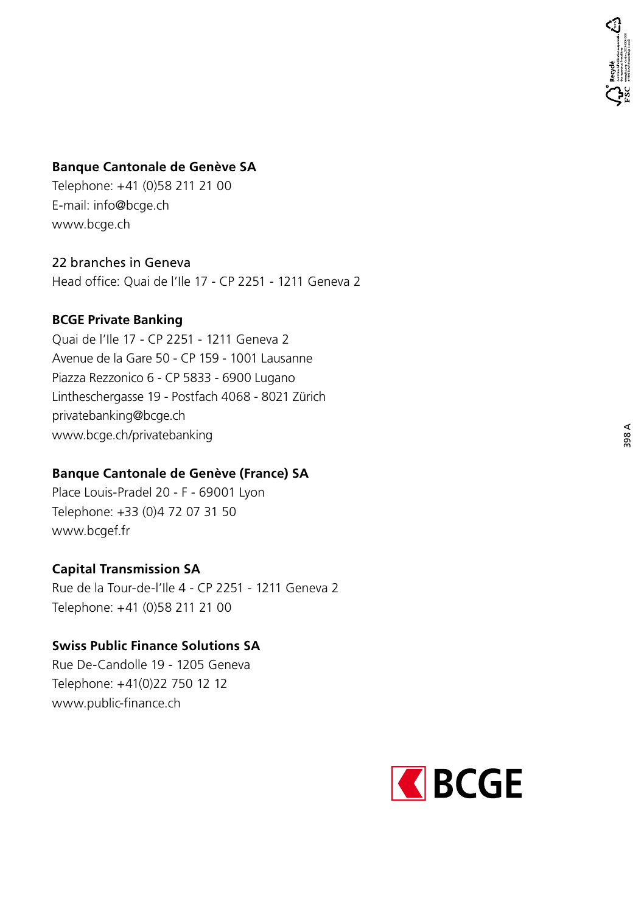**Banque Cantonale de Genève SA**
Telephone: +41 (0)58 211 21 00
E-mail: info@bcge.ch
www.bcge.ch

22 branches in Geneva
Head office: Quai de l'Ile 17 - CP 2251 - 1211 Geneva 2

**BCGE Private Banking**
Quai de l'Ile 17 - CP 2251 - 1211 Geneva 2
Avenue de la Gare 50 - CP 159 - 1001 Lausanne
Piazza Rezzonico 6 - CP 5833 - 6900 Lugano
Lintheschergasse 19 - Postfach 4068 - 8021 Zürich
privatebanking@bcge.ch
www.bcge.ch/privatebanking

**Banque Cantonale de Genève (France) SA**
Place Louis-Pradel 20 - F - 69001 Lyon
Telephone: +33 (0)4 72 07 31 50
www.bcgef.fr

**Capital Transmission SA**
Rue de la Tour-de-l'Ile 4 - CP 2251 - 1211 Geneva 2
Telephone: +41 (0)58 211 21 00

**Swiss Public Finance Solutions SA**
Rue De-Candolle 19 - 1205 Geneva
Telephone: +41(0)22 750 12 12
www.public-finance.ch

398 A

BCGE